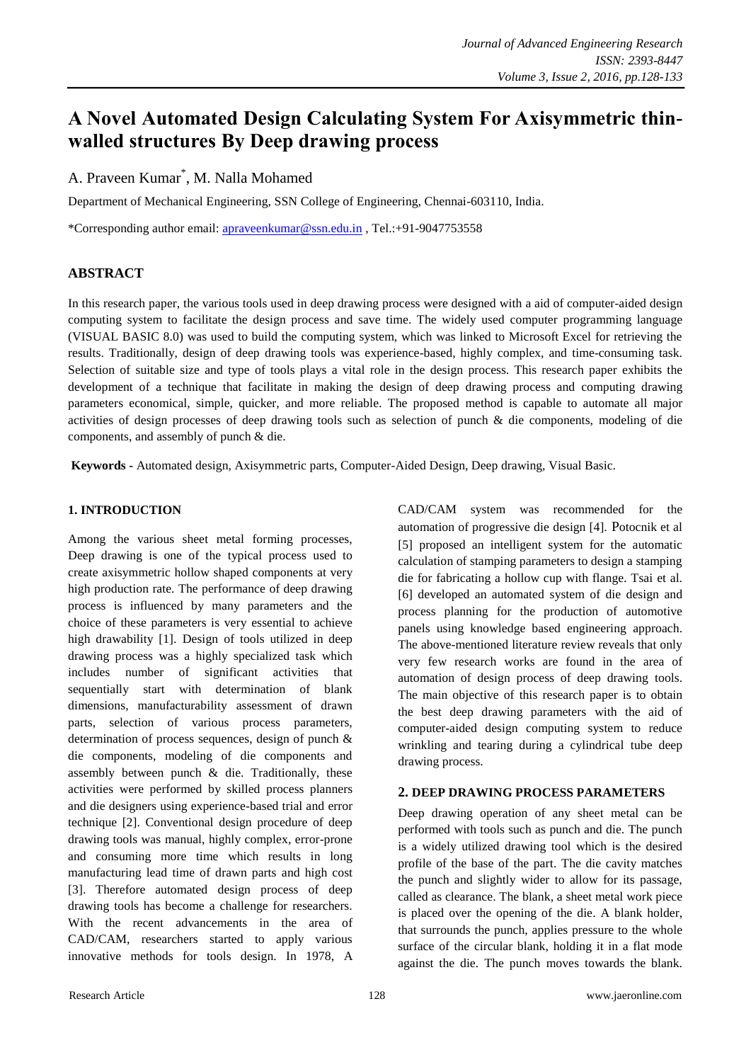# A Novel Automated Design Calculating System For Axisymmetric thin-walled structures By Deep drawing process

A. Praveen Kumar*, M. Nalla Mohamed

Department of Mechanical Engineering, SSN College of Engineering, Chennai-603110, India.

*Corresponding author email: apraveenkumar@ssn.edu.in , Tel.:+91-9047753558

## ABSTRACT

In this research paper, the various tools used in deep drawing process were designed with a aid of computer-aided design computing system to facilitate the design process and save time. The widely used computer programming language (VISUAL BASIC 8.0) was used to build the computing system, which was linked to Microsoft Excel for retrieving the results. Traditionally, design of deep drawing tools was experience-based, highly complex, and time-consuming task. Selection of suitable size and type of tools plays a vital role in the design process. This research paper exhibits the development of a technique that facilitate in making the design of deep drawing process and computing drawing parameters economical, simple, quicker, and more reliable. The proposed method is capable to automate all major activities of design processes of deep drawing tools such as selection of punch & die components, modeling of die components, and assembly of punch & die.

**Keywords -** Automated design, Axisymmetric parts, Computer-Aided Design, Deep drawing, Visual Basic.

## 1. INTRODUCTION

Among the various sheet metal forming processes, Deep drawing is one of the typical process used to create axisymmetric hollow shaped components at very high production rate. The performance of deep drawing process is influenced by many parameters and the choice of these parameters is very essential to achieve high drawability [1]. Design of tools utilized in deep drawing process was a highly specialized task which includes number of significant activities that sequentially start with determination of blank dimensions, manufacturability assessment of drawn parts, selection of various process parameters, determination of process sequences, design of punch & die components, modeling of die components and assembly between punch & die. Traditionally, these activities were performed by skilled process planners and die designers using experience-based trial and error technique [2]. Conventional design procedure of deep drawing tools was manual, highly complex, error-prone and consuming more time which results in long manufacturing lead time of drawn parts and high cost [3]. Therefore automated design process of deep drawing tools has become a challenge for researchers. With the recent advancements in the area of CAD/CAM, researchers started to apply various innovative methods for tools design. In 1978, A CAD/CAM system was recommended for the automation of progressive die design [4]. Potocnik et al [5] proposed an intelligent system for the automatic calculation of stamping parameters to design a stamping die for fabricating a hollow cup with flange. Tsai et al. [6] developed an automated system of die design and process planning for the production of automotive panels using knowledge based engineering approach. The above-mentioned literature review reveals that only very few research works are found in the area of automation of design process of deep drawing tools. The main objective of this research paper is to obtain the best deep drawing parameters with the aid of computer-aided design computing system to reduce wrinkling and tearing during a cylindrical tube deep drawing process.

## 2. DEEP DRAWING PROCESS PARAMETERS

Deep drawing operation of any sheet metal can be performed with tools such as punch and die. The punch is a widely utilized drawing tool which is the desired profile of the base of the part. The die cavity matches the punch and slightly wider to allow for its passage, called as clearance. The blank, a sheet metal work piece is placed over the opening of the die. A blank holder, that surrounds the punch, applies pressure to the whole surface of the circular blank, holding it in a flat mode against the die. The punch moves towards the blank.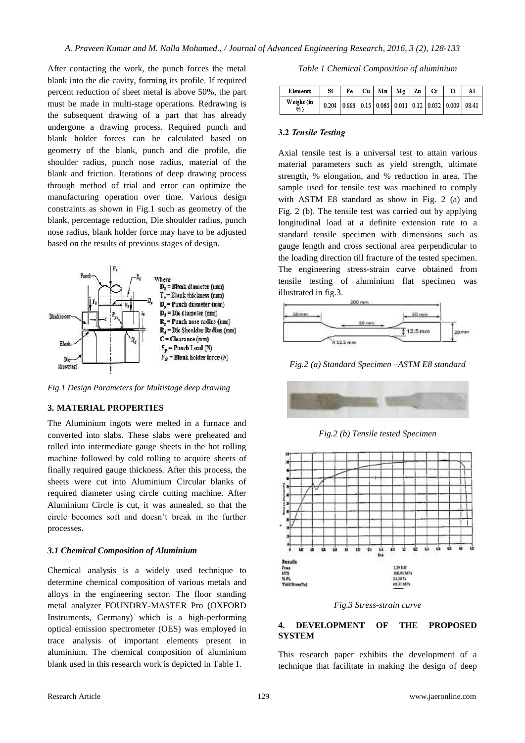After contacting the work, the punch forces the metal blank into the die cavity, forming its profile. If required percent reduction of sheet metal is above 50%, the part must be made in multi-stage operations. Redrawing is the subsequent drawing of a part that has already undergone a drawing process. Required punch and blank holder forces can be calculated based on geometry of the blank, punch and die profile, die shoulder radius, punch nose radius, material of the blank and friction. Iterations of deep drawing process through method of trial and error can optimize the manufacturing operation over time. Various design constraints as shown in Fig.1 such as geometry of the blank, percentage reduction, Die shoulder radius, punch nose radius, blank holder force may have to be adjusted based on the results of previous stages of design.

Where
$D_0$ = Blank diameter (mm)
$T_0$ = Blank thickness (mm)
$D_p$ = Punch diameter (mm)
$D_d$ = Die diameter (mm)
$R_p$ = Punch nose radius (mm)
$R_d$ = Die Shoulder Radius (mm)
C = Clearance (mm)
$F_p$ = Punch Load (N)
$F_B$ = Blank holder force (N)

*Fig.1 Design Parameters for Multistage deep drawing*

## 3. MATERIAL PROPERTIES

The Aluminium ingots were melted in a furnace and converted into slabs. These slabs were preheated and rolled into intermediate gauge sheets in the hot rolling machine followed by cold rolling to acquire sheets of finally required gauge thickness. After this process, the sheets were cut into Aluminium Circular blanks of required diameter using circle cutting machine. After Aluminium Circle is cut, it was annealed, so that the circle becomes soft and doesn't break in the further processes.

### *3.1 Chemical Composition of Aluminium*

Chemical analysis is a widely used technique to determine chemical composition of various metals and alloys in the engineering sector. The floor standing metal analyzer FOUNDRY-MASTER Pro (OXFORD Instruments, Germany) which is a high-performing optical emission spectrometer (OES) was employed in trace analysis of important elements present in aluminium. The chemical composition of aluminium blank used in this research work is depicted in Table 1.

*Table 1 Chemical Composition of aluminium*

| Elements | Si | Fe | Cu | Mn | Mg | Zn | Cr | Ti | Al |
|---|---|---|---|---|---|---|---|---|---|
| Weight (in %) | 0.204 | 0.886 | 0.15 | 0.065 | 0.011 | 0.12 | 0.032 | 0.009 | 98.41 |

### 3.2 *Tensile Testing*

Axial tensile test is a universal test to attain various material parameters such as yield strength, ultimate strength, % elongation, and % reduction in area. The sample used for tensile test was machined to comply with ASTM E8 standard as show in Fig. 2 (a) and Fig. 2 (b). The tensile test was carried out by applying longitudinal load at a definite extension rate to a standard tensile specimen with dimensions such as gauge length and cross sectional area perpendicular to the loading direction till fracture of the tested specimen. The engineering stress-strain curve obtained from tensile testing of aluminium flat specimen was illustrated in fig.3.

*Fig.2 (a) Standard Specimen –ASTM E8 standard*

*Fig.2 (b) Tensile tested Specimen*

Results
Fmax 1.29 KN
UTS 100.95 MPa
% EL 24.38 %
Yield Stress(Ys) 69.31 MPa

*Fig.3 Stress-strain curve*

## 4. DEVELOPMENT OF THE PROPOSED SYSTEM

This research paper exhibits the development of a technique that facilitate in making the design of deep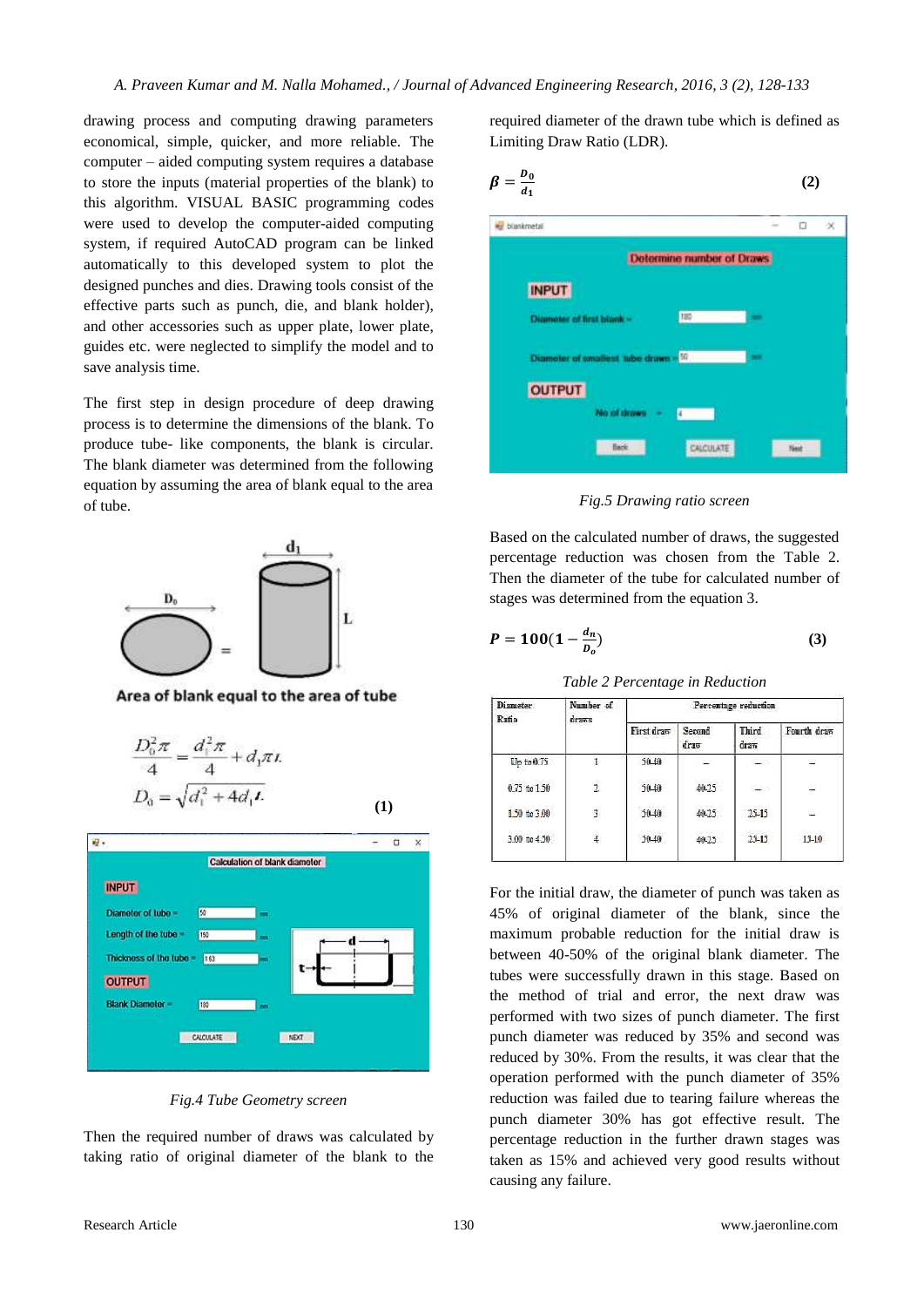drawing process and computing drawing parameters economical, simple, quicker, and more reliable. The computer – aided computing system requires a database to store the inputs (material properties of the blank) to this algorithm. VISUAL BASIC programming codes were used to develop the computer-aided computing system, if required AutoCAD program can be linked automatically to this developed system to plot the designed punches and dies. Drawing tools consist of the effective parts such as punch, die, and blank holder), and other accessories such as upper plate, lower plate, guides etc. were neglected to simplify the model and to save analysis time.

The first step in design procedure of deep drawing process is to determine the dimensions of the blank. To produce tube- like components, the blank is circular. The blank diameter was determined from the following equation by assuming the area of blank equal to the area of tube.

Area of blank equal to the area of tube

$$\frac{D_0^2 \pi}{4} = \frac{d_1^2 \pi}{4} + d_1 \pi L$$

$$D_0 = \sqrt{d_1^2 + 4 d_1 L} \qquad (1)$$

Fig.4 Tube Geometry screen

Then the required number of draws was calculated by taking ratio of original diameter of the blank to the required diameter of the drawn tube which is defined as Limiting Draw Ratio (LDR).

$$\beta = \frac{D_0}{d_1} \qquad (2)$$

Fig.5 Drawing ratio screen

Based on the calculated number of draws, the suggested percentage reduction was chosen from the Table 2. Then the diameter of the tube for calculated number of stages was determined from the equation 3.

$$P = 100\left(1 - \frac{d_n}{D_o}\right) \qquad (3)$$

*Table 2 Percentage in Reduction*

| Diameter Ratio | Number of draws | Percentage reduction | | | |
|---|---|---|---|---|---|
| | | First draw | Second draw | Third draw | Fourth draw |
| Up to 0.75 | 1 | 50-40 | – | – | – |
| 0.75 to 1.50 | 2 | 50-40 | 40-25 | – | – |
| 1.50 to 3.00 | 3 | 50-40 | 40-25 | 25-15 | – |
| 3.00 to 4.50 | 4 | 50-40 | 40-25 | 25-15 | 15-10 |

For the initial draw, the diameter of punch was taken as 45% of original diameter of the blank, since the maximum probable reduction for the initial draw is between 40-50% of the original blank diameter. The tubes were successfully drawn in this stage. Based on the method of trial and error, the next draw was performed with two sizes of punch diameter. The first punch diameter was reduced by 35% and second was reduced by 30%. From the results, it was clear that the operation performed with the punch diameter of 35% reduction was failed due to tearing failure whereas the punch diameter 30% has got effective result. The percentage reduction in the further drawn stages was taken as 15% and achieved very good results without causing any failure.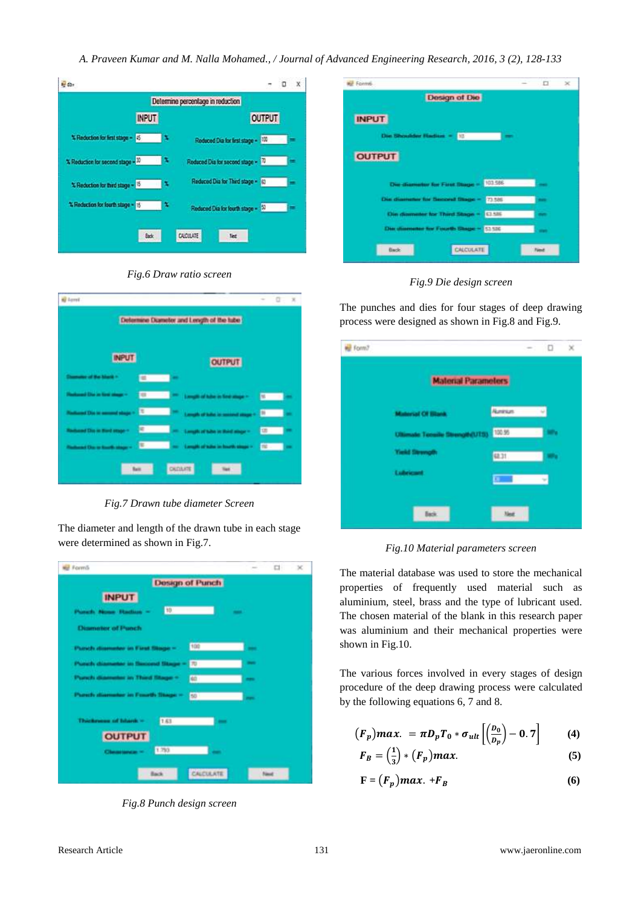*Fig.6 Draw ratio screen*

*Fig.7 Drawn tube diameter Screen*

The diameter and length of the drawn tube in each stage were determined as shown in Fig.7.

*Fig.8 Punch design screen*

*Fig.9 Die design screen*

The punches and dies for four stages of deep drawing process were designed as shown in Fig.8 and Fig.9.

*Fig.10 Material parameters screen*

The material database was used to store the mechanical properties of frequently used material such as aluminium, steel, brass and the type of lubricant used. The chosen material of the blank in this research paper was aluminium and their mechanical properties were shown in Fig.10.

The various forces involved in every stages of design procedure of the deep drawing process were calculated by the following equations 6, 7 and 8.

$$(F_p)max. = \pi D_p T_0 * \sigma_{ult}\left[\left(\frac{D_0}{D_p}\right) - 0.7\right] \quad (4)$$

$$F_B = \left(\frac{1}{3}\right) * (F_p)max. \quad (5)$$

$$F = (F_p)max. + F_B \quad (6)$$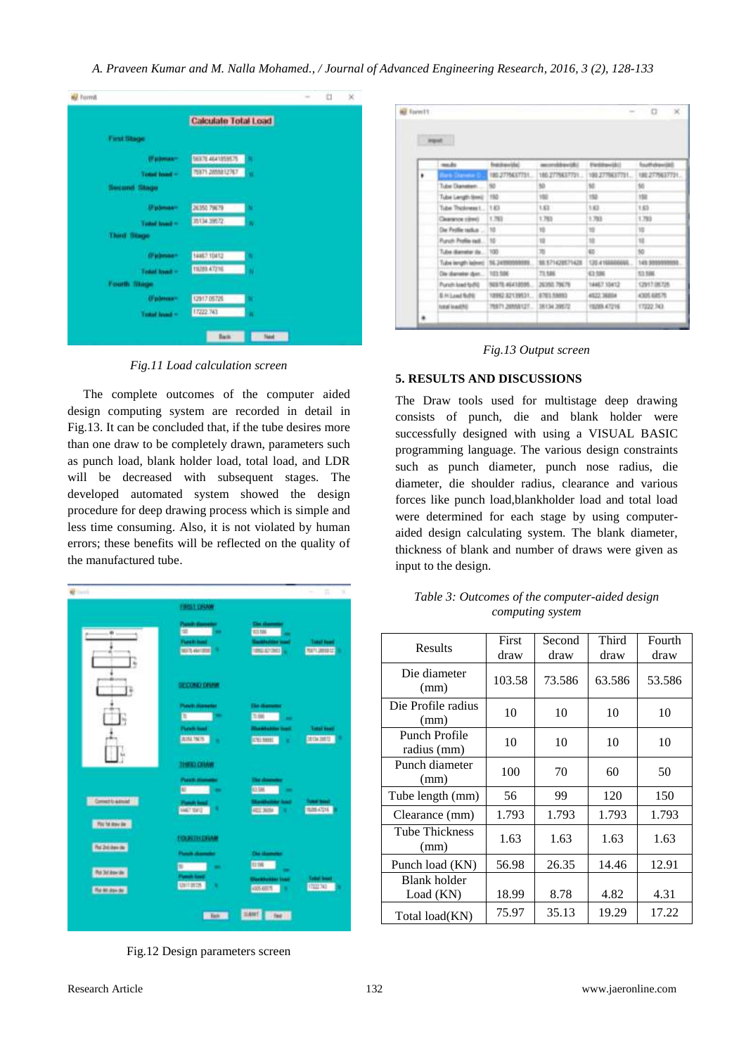Fig.11 Load calculation screen

The complete outcomes of the computer aided design computing system are recorded in detail in Fig.13. It can be concluded that, if the tube desires more than one draw to be completely drawn, parameters such as punch load, blank holder load, total load, and LDR will be decreased with subsequent stages. The developed automated system showed the design procedure for deep drawing process which is simple and less time consuming. Also, it is not violated by human errors; these benefits will be reflected on the quality of the manufactured tube.

Fig.12 Design parameters screen

*Fig.13 Output screen*

## 5. RESULTS AND DISCUSSIONS

The Draw tools used for multistage deep drawing consists of punch, die and blank holder were successfully designed with using a VISUAL BASIC programming language. The various design constraints such as punch diameter, punch nose radius, die diameter, die shoulder radius, clearance and various forces like punch load,blankholder load and total load were determined for each stage by using computer-aided design calculating system. The blank diameter, thickness of blank and number of draws were given as input to the design.

*Table 3: Outcomes of the computer-aided design computing system*

| Results | First draw | Second draw | Third draw | Fourth draw |
|---|---|---|---|---|
| Die diameter (mm) | 103.58 | 73.586 | 63.586 | 53.586 |
| Die Profile radius (mm) | 10 | 10 | 10 | 10 |
| Punch Profile radius (mm) | 10 | 10 | 10 | 10 |
| Punch diameter (mm) | 100 | 70 | 60 | 50 |
| Tube length (mm) | 56 | 99 | 120 | 150 |
| Clearance (mm) | 1.793 | 1.793 | 1.793 | 1.793 |
| Tube Thickness (mm) | 1.63 | 1.63 | 1.63 | 1.63 |
| Punch load (KN) | 56.98 | 26.35 | 14.46 | 12.91 |
| Blank holder Load (KN) | 18.99 | 8.78 | 4.82 | 4.31 |
| Total load(KN) | 75.97 | 35.13 | 19.29 | 17.22 |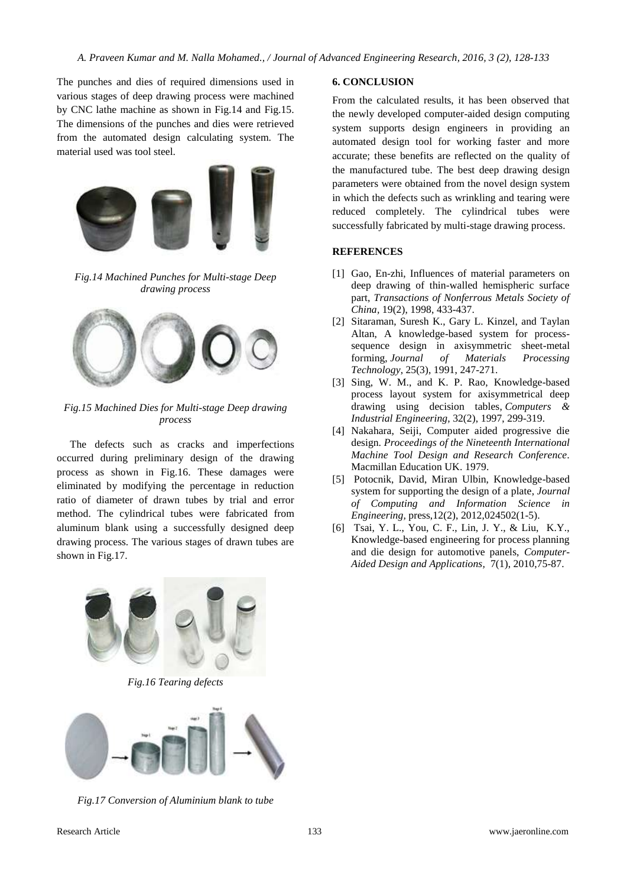The punches and dies of required dimensions used in various stages of deep drawing process were machined by CNC lathe machine as shown in Fig.14 and Fig.15. The dimensions of the punches and dies were retrieved from the automated design calculating system. The material used was tool steel.

*Fig.14 Machined Punches for Multi-stage Deep drawing process*

*Fig.15 Machined Dies for Multi-stage Deep drawing process*

The defects such as cracks and imperfections occurred during preliminary design of the drawing process as shown in Fig.16. These damages were eliminated by modifying the percentage in reduction ratio of diameter of drawn tubes by trial and error method. The cylindrical tubes were fabricated from aluminum blank using a successfully designed deep drawing process. The various stages of drawn tubes are shown in Fig.17.

*Fig.16 Tearing defects*

*Fig.17 Conversion of Aluminium blank to tube*

## 6. CONCLUSION

From the calculated results, it has been observed that the newly developed computer-aided design computing system supports design engineers in providing an automated design tool for working faster and more accurate; these benefits are reflected on the quality of the manufactured tube. The best deep drawing design parameters were obtained from the novel design system in which the defects such as wrinkling and tearing were reduced completely. The cylindrical tubes were successfully fabricated by multi-stage drawing process.

## REFERENCES

[1] Gao, En-zhi, Influences of material parameters on deep drawing of thin-walled hemispheric surface part, *Transactions of Nonferrous Metals Society of China*, 19(2), 1998, 433-437.

[2] Sitaraman, Suresh K., Gary L. Kinzel, and Taylan Altan, A knowledge-based system for process-sequence design in axisymmetric sheet-metal forming, *Journal of Materials Processing Technology*, 25(3), 1991, 247-271.

[3] Sing, W. M., and K. P. Rao, Knowledge-based process layout system for axisymmetrical deep drawing using decision tables, *Computers & Industrial Engineering,* 32(2), 1997, 299-319.

[4] Nakahara, Seiji, Computer aided progressive die design. *Proceedings of the Nineteenth International Machine Tool Design and Research Conference*. Macmillan Education UK. 1979.

[5] Potocnik, David, Miran Ulbin, Knowledge-based system for supporting the design of a plate, *Journal of Computing and Information Science in Engineering,* press,12(2), 2012,024502(1-5).

[6] Tsai, Y. L., You, C. F., Lin, J. Y., & Liu, K.Y., Knowledge-based engineering for process planning and die design for automotive panels, *Computer-Aided Design and Applications,* 7(1), 2010,75-87.